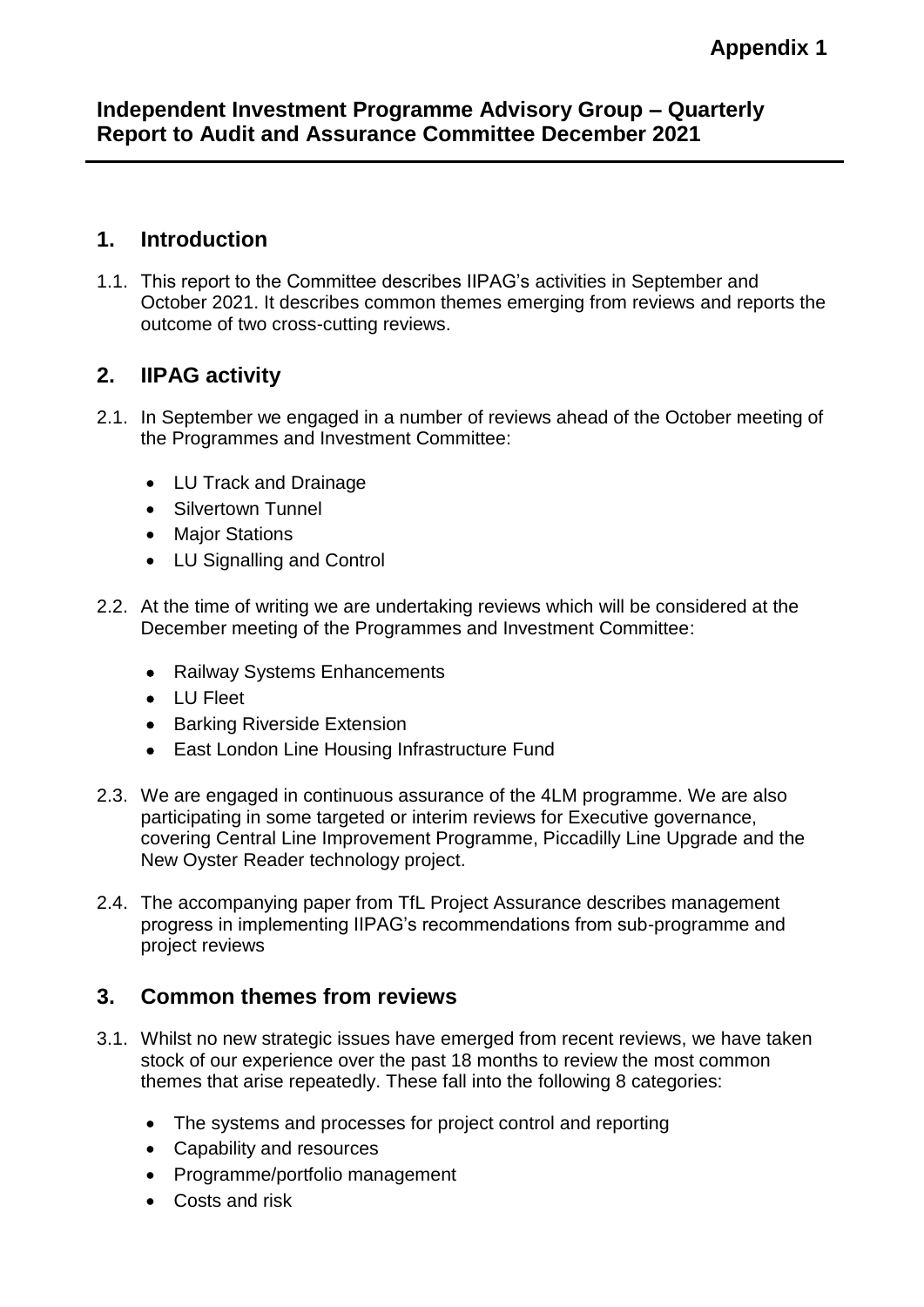**Appendix 1**

# Independent Investment Programme Advisory Group – Quarterly Report to Audit and Assurance Committee December 2021

## 1. Introduction

1.1. This report to the Committee describes IIPAG's activities in September and October 2021. It describes common themes emerging from reviews and reports the outcome of two cross-cutting reviews.

## 2. IIPAG activity

2.1. In September we engaged in a number of reviews ahead of the October meeting of the Programmes and Investment Committee:

- LU Track and Drainage
- Silvertown Tunnel
- Major Stations
- LU Signalling and Control

2.2. At the time of writing we are undertaking reviews which will be considered at the December meeting of the Programmes and Investment Committee:

- Railway Systems Enhancements
- LU Fleet
- Barking Riverside Extension
- East London Line Housing Infrastructure Fund

2.3. We are engaged in continuous assurance of the 4LM programme. We are also participating in some targeted or interim reviews for Executive governance, covering Central Line Improvement Programme, Piccadilly Line Upgrade and the New Oyster Reader technology project.

2.4. The accompanying paper from TfL Project Assurance describes management progress in implementing IIPAG's recommendations from sub-programme and project reviews

## 3. Common themes from reviews

3.1. Whilst no new strategic issues have emerged from recent reviews, we have taken stock of our experience over the past 18 months to review the most common themes that arise repeatedly. These fall into the following 8 categories:

- The systems and processes for project control and reporting
- Capability and resources
- Programme/portfolio management
- Costs and risk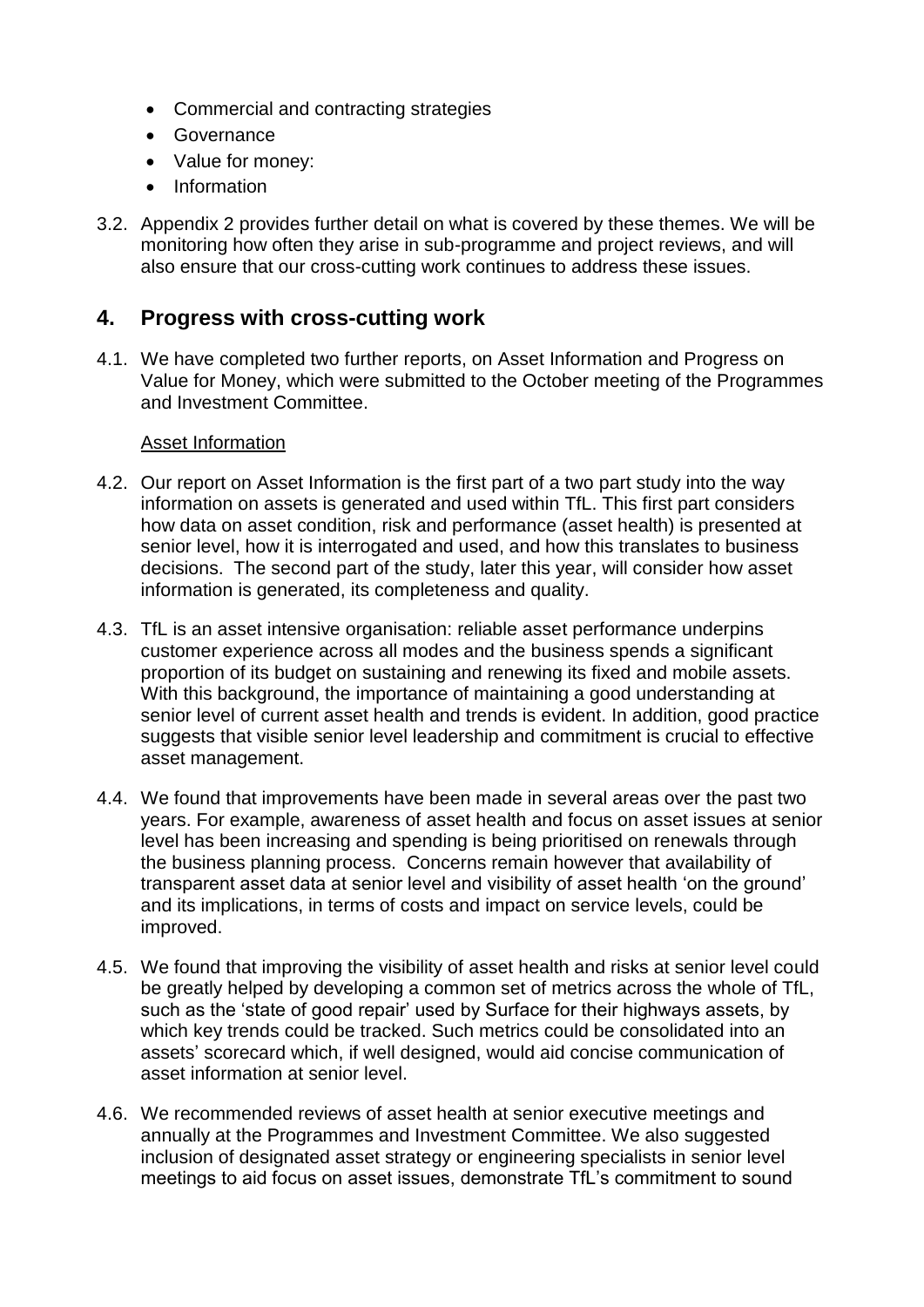- Commercial and contracting strategies
- Governance
- Value for money:
- Information

3.2. Appendix 2 provides further detail on what is covered by these themes. We will be monitoring how often they arise in sub-programme and project reviews, and will also ensure that our cross-cutting work continues to address these issues.

## 4. Progress with cross-cutting work

4.1. We have completed two further reports, on Asset Information and Progress on Value for Money, which were submitted to the October meeting of the Programmes and Investment Committee.

<u>Asset Information</u>

4.2. Our report on Asset Information is the first part of a two part study into the way information on assets is generated and used within TfL. This first part considers how data on asset condition, risk and performance (asset health) is presented at senior level, how it is interrogated and used, and how this translates to business decisions. The second part of the study, later this year, will consider how asset information is generated, its completeness and quality.

4.3. TfL is an asset intensive organisation: reliable asset performance underpins customer experience across all modes and the business spends a significant proportion of its budget on sustaining and renewing its fixed and mobile assets. With this background, the importance of maintaining a good understanding at senior level of current asset health and trends is evident. In addition, good practice suggests that visible senior level leadership and commitment is crucial to effective asset management.

4.4. We found that improvements have been made in several areas over the past two years. For example, awareness of asset health and focus on asset issues at senior level has been increasing and spending is being prioritised on renewals through the business planning process. Concerns remain however that availability of transparent asset data at senior level and visibility of asset health 'on the ground' and its implications, in terms of costs and impact on service levels, could be improved.

4.5. We found that improving the visibility of asset health and risks at senior level could be greatly helped by developing a common set of metrics across the whole of TfL, such as the 'state of good repair' used by Surface for their highways assets, by which key trends could be tracked. Such metrics could be consolidated into an assets' scorecard which, if well designed, would aid concise communication of asset information at senior level.

4.6. We recommended reviews of asset health at senior executive meetings and annually at the Programmes and Investment Committee. We also suggested inclusion of designated asset strategy or engineering specialists in senior level meetings to aid focus on asset issues, demonstrate TfL's commitment to sound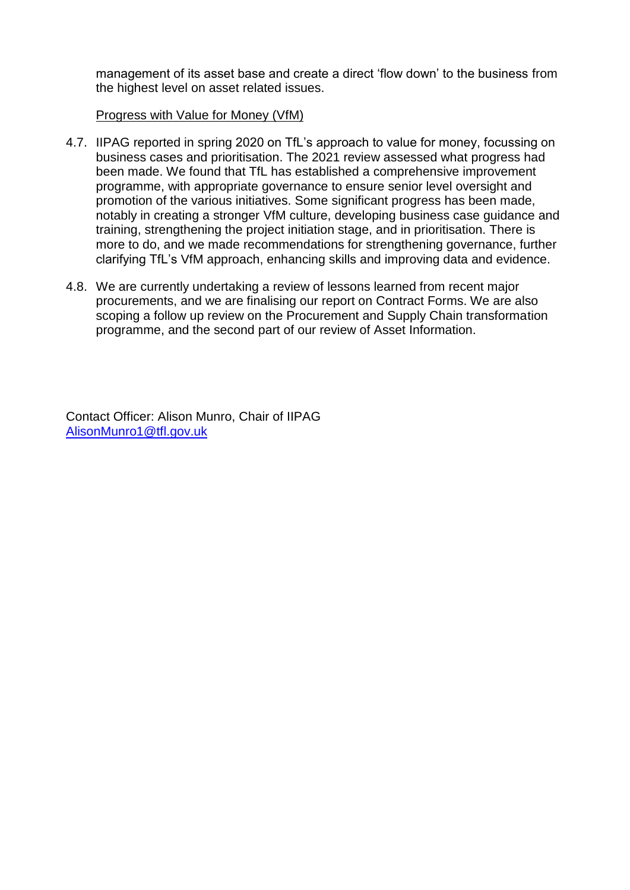management of its asset base and create a direct 'flow down' to the business from the highest level on asset related issues.

Progress with Value for Money (VfM)

4.7. IIPAG reported in spring 2020 on TfL's approach to value for money, focussing on business cases and prioritisation. The 2021 review assessed what progress had been made. We found that TfL has established a comprehensive improvement programme, with appropriate governance to ensure senior level oversight and promotion of the various initiatives. Some significant progress has been made, notably in creating a stronger VfM culture, developing business case guidance and training, strengthening the project initiation stage, and in prioritisation. There is more to do, and we made recommendations for strengthening governance, further clarifying TfL's VfM approach, enhancing skills and improving data and evidence.

4.8. We are currently undertaking a review of lessons learned from recent major procurements, and we are finalising our report on Contract Forms. We are also scoping a follow up review on the Procurement and Supply Chain transformation programme, and the second part of our review of Asset Information.

Contact Officer: Alison Munro, Chair of IIPAG
AlisonMunro1@tfl.gov.uk